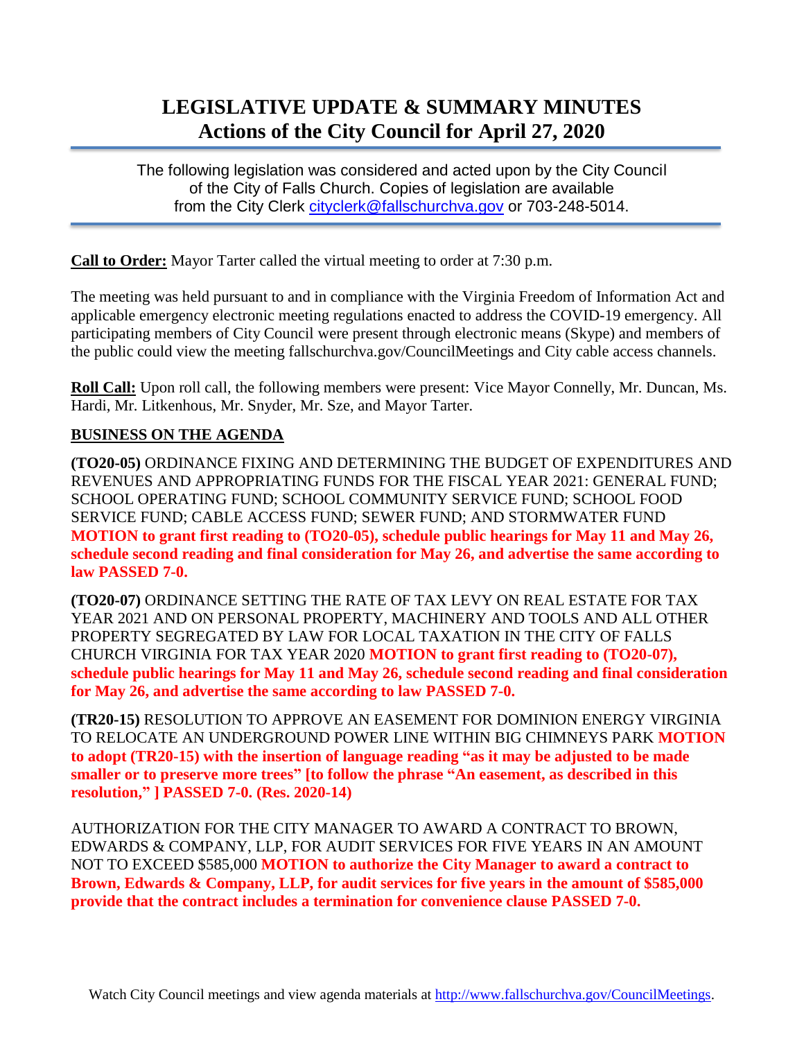# LEGISLATIVE UPDATE & SUMMARY MINUTES
# Actions of the City Council for April 27, 2020

The following legislation was considered and acted upon by the City Council of the City of Falls Church. Copies of legislation are available from the City Clerk cityclerk@fallschurchva.gov or 703-248-5014.

**Call to Order:** Mayor Tarter called the virtual meeting to order at 7:30 p.m.

The meeting was held pursuant to and in compliance with the Virginia Freedom of Information Act and applicable emergency electronic meeting regulations enacted to address the COVID-19 emergency. All participating members of City Council were present through electronic means (Skype) and members of the public could view the meeting fallschurchva.gov/CouncilMeetings and City cable access channels.

**Roll Call:** Upon roll call, the following members were present: Vice Mayor Connelly, Mr. Duncan, Ms. Hardi, Mr. Litkenhous, Mr. Snyder, Mr. Sze, and Mayor Tarter.

**BUSINESS ON THE AGENDA**

**(TO20-05)** ORDINANCE FIXING AND DETERMINING THE BUDGET OF EXPENDITURES AND REVENUES AND APPROPRIATING FUNDS FOR THE FISCAL YEAR 2021: GENERAL FUND; SCHOOL OPERATING FUND; SCHOOL COMMUNITY SERVICE FUND; SCHOOL FOOD SERVICE FUND; CABLE ACCESS FUND; SEWER FUND; AND STORMWATER FUND **MOTION to grant first reading to (TO20-05), schedule public hearings for May 11 and May 26, schedule second reading and final consideration for May 26, and advertise the same according to law PASSED 7-0.**

**(TO20-07)** ORDINANCE SETTING THE RATE OF TAX LEVY ON REAL ESTATE FOR TAX YEAR 2021 AND ON PERSONAL PROPERTY, MACHINERY AND TOOLS AND ALL OTHER PROPERTY SEGREGATED BY LAW FOR LOCAL TAXATION IN THE CITY OF FALLS CHURCH VIRGINIA FOR TAX YEAR 2020 **MOTION to grant first reading to (TO20-07), schedule public hearings for May 11 and May 26, schedule second reading and final consideration for May 26, and advertise the same according to law PASSED 7-0.**

**(TR20-15)** RESOLUTION TO APPROVE AN EASEMENT FOR DOMINION ENERGY VIRGINIA TO RELOCATE AN UNDERGROUND POWER LINE WITHIN BIG CHIMNEYS PARK **MOTION to adopt (TR20-15) with the insertion of language reading "as it may be adjusted to be made smaller or to preserve more trees" [to follow the phrase "An easement, as described in this resolution," ] PASSED 7-0. (Res. 2020-14)**

AUTHORIZATION FOR THE CITY MANAGER TO AWARD A CONTRACT TO BROWN, EDWARDS & COMPANY, LLP, FOR AUDIT SERVICES FOR FIVE YEARS IN AN AMOUNT NOT TO EXCEED $585,000 **MOTION to authorize the City Manager to award a contract to Brown, Edwards & Company, LLP, for audit services for five years in the amount of $585,000 provide that the contract includes a termination for convenience clause PASSED 7-0.**

Watch City Council meetings and view agenda materials at http://www.fallschurchva.gov/CouncilMeetings.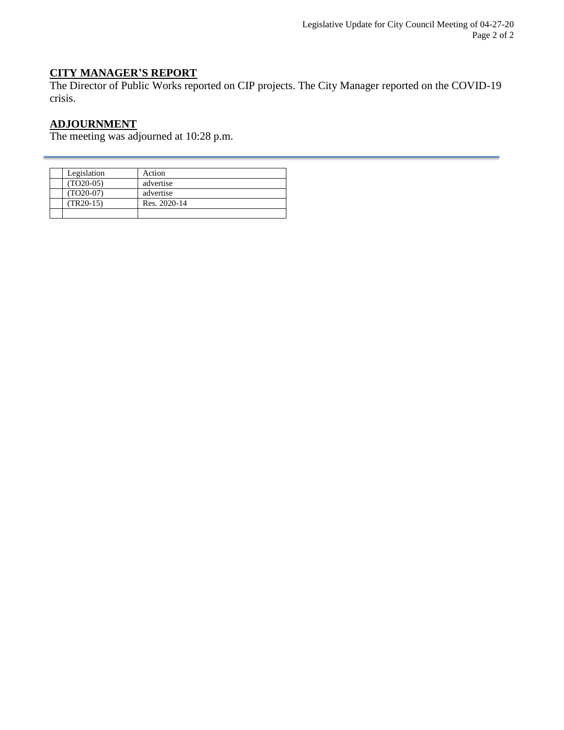## CITY MANAGER'S REPORT

The Director of Public Works reported on CIP projects. The City Manager reported on the COVID-19 crisis.

## ADJOURNMENT

The meeting was adjourned at 10:28 p.m.

---

| | Legislation | Action |
|---|---|---|
| | (TO20-05) | advertise |
| | (TO20-07) | advertise |
| | (TR20-15) | Res. 2020-14 |
| | | |